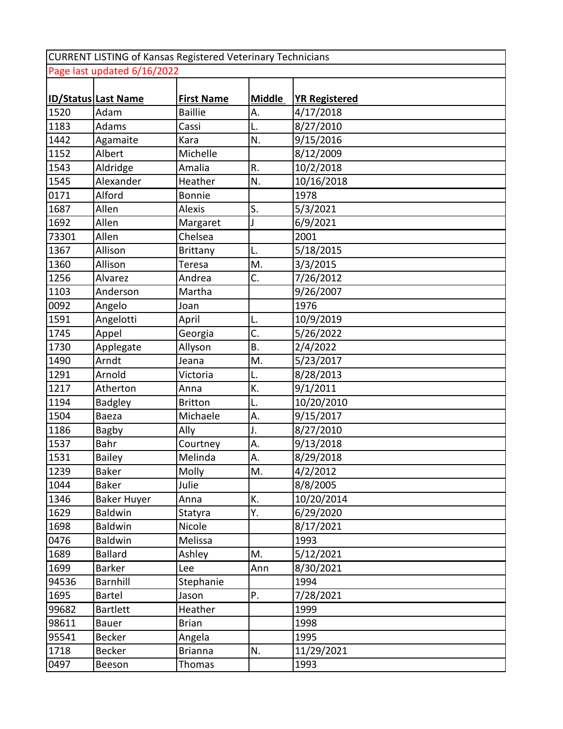CURRENT LISTING of Kansas Registered Veterinary Technicians

Page last updated 6/16/2022

| ID/Status | Last Name | First Name | Middle | YR Registered |
|---|---|---|---|---|
| 1520 | Adam | Baillie | A. | 4/17/2018 |
| 1183 | Adams | Cassi | L. | 8/27/2010 |
| 1442 | Agamaite | Kara | N. | 9/15/2016 |
| 1152 | Albert | Michelle | | 8/12/2009 |
| 1543 | Aldridge | Amalia | R. | 10/2/2018 |
| 1545 | Alexander | Heather | N. | 10/16/2018 |
| 0171 | Alford | Bonnie | | 1978 |
| 1687 | Allen | Alexis | S. | 5/3/2021 |
| 1692 | Allen | Margaret | J | 6/9/2021 |
| 73301 | Allen | Chelsea | | 2001 |
| 1367 | Allison | Brittany | L. | 5/18/2015 |
| 1360 | Allison | Teresa | M. | 3/3/2015 |
| 1256 | Alvarez | Andrea | C. | 7/26/2012 |
| 1103 | Anderson | Martha | | 9/26/2007 |
| 0092 | Angelo | Joan | | 1976 |
| 1591 | Angelotti | April | L. | 10/9/2019 |
| 1745 | Appel | Georgia | C. | 5/26/2022 |
| 1730 | Applegate | Allyson | B. | 2/4/2022 |
| 1490 | Arndt | Jeana | M. | 5/23/2017 |
| 1291 | Arnold | Victoria | L. | 8/28/2013 |
| 1217 | Atherton | Anna | K. | 9/1/2011 |
| 1194 | Badgley | Britton | L. | 10/20/2010 |
| 1504 | Baeza | Michaele | A. | 9/15/2017 |
| 1186 | Bagby | Ally | J. | 8/27/2010 |
| 1537 | Bahr | Courtney | A. | 9/13/2018 |
| 1531 | Bailey | Melinda | A. | 8/29/2018 |
| 1239 | Baker | Molly | M. | 4/2/2012 |
| 1044 | Baker | Julie | | 8/8/2005 |
| 1346 | Baker Huyer | Anna | K. | 10/20/2014 |
| 1629 | Baldwin | Statyra | Y. | 6/29/2020 |
| 1698 | Baldwin | Nicole | | 8/17/2021 |
| 0476 | Baldwin | Melissa | | 1993 |
| 1689 | Ballard | Ashley | M. | 5/12/2021 |
| 1699 | Barker | Lee | Ann | 8/30/2021 |
| 94536 | Barnhill | Stephanie | | 1994 |
| 1695 | Bartel | Jason | P. | 7/28/2021 |
| 99682 | Bartlett | Heather | | 1999 |
| 98611 | Bauer | Brian | | 1998 |
| 95541 | Becker | Angela | | 1995 |
| 1718 | Becker | Brianna | N. | 11/29/2021 |
| 0497 | Beeson | Thomas | | 1993 |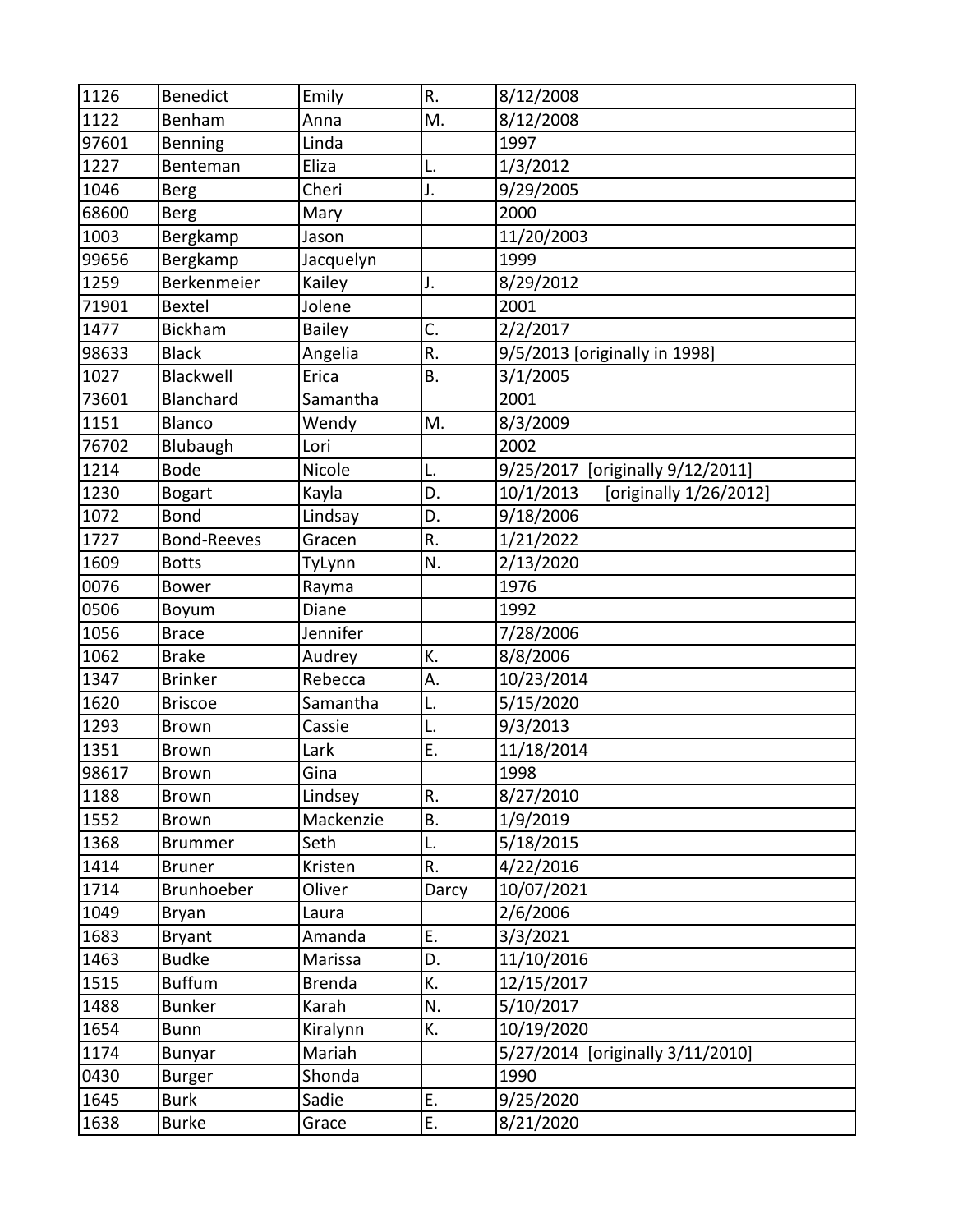| | | | | |
|---|---|---|---|---|
| 1126 | Benedict | Emily | R. | 8/12/2008 |
| 1122 | Benham | Anna | M. | 8/12/2008 |
| 97601 | Benning | Linda | | 1997 |
| 1227 | Benteman | Eliza | L. | 1/3/2012 |
| 1046 | Berg | Cheri | J. | 9/29/2005 |
| 68600 | Berg | Mary | | 2000 |
| 1003 | Bergkamp | Jason | | 11/20/2003 |
| 99656 | Bergkamp | Jacquelyn | | 1999 |
| 1259 | Berkenmeier | Kailey | J. | 8/29/2012 |
| 71901 | Bextel | Jolene | | 2001 |
| 1477 | Bickham | Bailey | C. | 2/2/2017 |
| 98633 | Black | Angelia | R. | 9/5/2013 [originally in 1998] |
| 1027 | Blackwell | Erica | B. | 3/1/2005 |
| 73601 | Blanchard | Samantha | | 2001 |
| 1151 | Blanco | Wendy | M. | 8/3/2009 |
| 76702 | Blubaugh | Lori | | 2002 |
| 1214 | Bode | Nicole | L. | 9/25/2017 [originally 9/12/2011] |
| 1230 | Bogart | Kayla | D. | 10/1/2013 [originally 1/26/2012] |
| 1072 | Bond | Lindsay | D. | 9/18/2006 |
| 1727 | Bond-Reeves | Gracen | R. | 1/21/2022 |
| 1609 | Botts | TyLynn | N. | 2/13/2020 |
| 0076 | Bower | Rayma | | 1976 |
| 0506 | Boyum | Diane | | 1992 |
| 1056 | Brace | Jennifer | | 7/28/2006 |
| 1062 | Brake | Audrey | K. | 8/8/2006 |
| 1347 | Brinker | Rebecca | A. | 10/23/2014 |
| 1620 | Briscoe | Samantha | L. | 5/15/2020 |
| 1293 | Brown | Cassie | L. | 9/3/2013 |
| 1351 | Brown | Lark | E. | 11/18/2014 |
| 98617 | Brown | Gina | | 1998 |
| 1188 | Brown | Lindsey | R. | 8/27/2010 |
| 1552 | Brown | Mackenzie | B. | 1/9/2019 |
| 1368 | Brummer | Seth | L. | 5/18/2015 |
| 1414 | Bruner | Kristen | R. | 4/22/2016 |
| 1714 | Brunhoeber | Oliver | Darcy | 10/07/2021 |
| 1049 | Bryan | Laura | | 2/6/2006 |
| 1683 | Bryant | Amanda | E. | 3/3/2021 |
| 1463 | Budke | Marissa | D. | 11/10/2016 |
| 1515 | Buffum | Brenda | K. | 12/15/2017 |
| 1488 | Bunker | Karah | N. | 5/10/2017 |
| 1654 | Bunn | Kiralynn | K. | 10/19/2020 |
| 1174 | Bunyar | Mariah | | 5/27/2014 [originally 3/11/2010] |
| 0430 | Burger | Shonda | | 1990 |
| 1645 | Burk | Sadie | E. | 9/25/2020 |
| 1638 | Burke | Grace | E. | 8/21/2020 |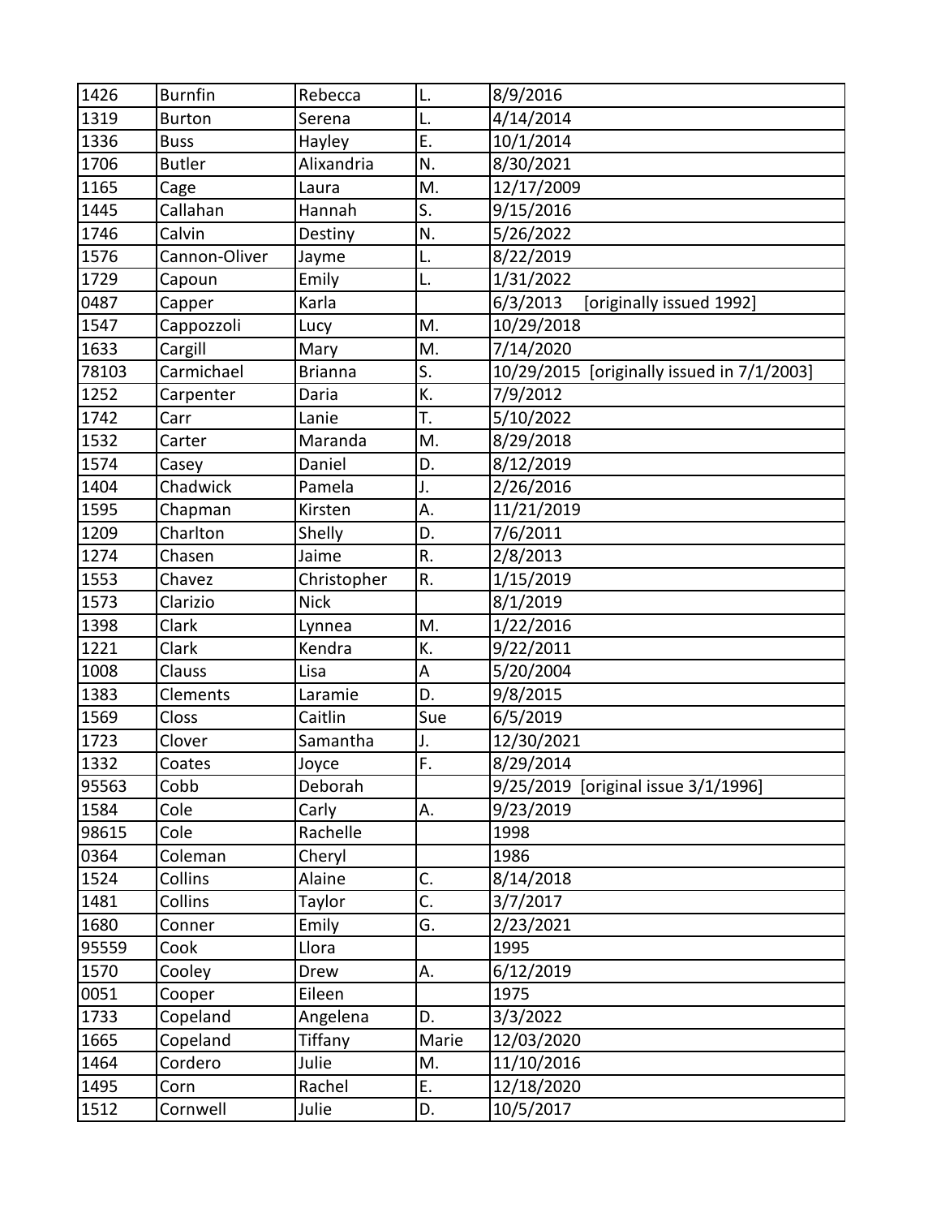| | | | | |
|---|---|---|---|---|
| 1426 | Burnfin | Rebecca | L. | 8/9/2016 |
| 1319 | Burton | Serena | L. | 4/14/2014 |
| 1336 | Buss | Hayley | E. | 10/1/2014 |
| 1706 | Butler | Alixandria | N. | 8/30/2021 |
| 1165 | Cage | Laura | M. | 12/17/2009 |
| 1445 | Callahan | Hannah | S. | 9/15/2016 |
| 1746 | Calvin | Destiny | N. | 5/26/2022 |
| 1576 | Cannon-Oliver | Jayme | L. | 8/22/2019 |
| 1729 | Capoun | Emily | L. | 1/31/2022 |
| 0487 | Capper | Karla | | 6/3/2013 [originally issued 1992] |
| 1547 | Cappozzoli | Lucy | M. | 10/29/2018 |
| 1633 | Cargill | Mary | M. | 7/14/2020 |
| 78103 | Carmichael | Brianna | S. | 10/29/2015 [originally issued in 7/1/2003] |
| 1252 | Carpenter | Daria | K. | 7/9/2012 |
| 1742 | Carr | Lanie | T. | 5/10/2022 |
| 1532 | Carter | Maranda | M. | 8/29/2018 |
| 1574 | Casey | Daniel | D. | 8/12/2019 |
| 1404 | Chadwick | Pamela | J. | 2/26/2016 |
| 1595 | Chapman | Kirsten | A. | 11/21/2019 |
| 1209 | Charlton | Shelly | D. | 7/6/2011 |
| 1274 | Chasen | Jaime | R. | 2/8/2013 |
| 1553 | Chavez | Christopher | R. | 1/15/2019 |
| 1573 | Clarizio | Nick | | 8/1/2019 |
| 1398 | Clark | Lynnea | M. | 1/22/2016 |
| 1221 | Clark | Kendra | K. | 9/22/2011 |
| 1008 | Clauss | Lisa | A | 5/20/2004 |
| 1383 | Clements | Laramie | D. | 9/8/2015 |
| 1569 | Closs | Caitlin | Sue | 6/5/2019 |
| 1723 | Clover | Samantha | J. | 12/30/2021 |
| 1332 | Coates | Joyce | F. | 8/29/2014 |
| 95563 | Cobb | Deborah | | 9/25/2019 [original issue 3/1/1996] |
| 1584 | Cole | Carly | A. | 9/23/2019 |
| 98615 | Cole | Rachelle | | 1998 |
| 0364 | Coleman | Cheryl | | 1986 |
| 1524 | Collins | Alaine | C. | 8/14/2018 |
| 1481 | Collins | Taylor | C. | 3/7/2017 |
| 1680 | Conner | Emily | G. | 2/23/2021 |
| 95559 | Cook | Llora | | 1995 |
| 1570 | Cooley | Drew | A. | 6/12/2019 |
| 0051 | Cooper | Eileen | | 1975 |
| 1733 | Copeland | Angelena | D. | 3/3/2022 |
| 1665 | Copeland | Tiffany | Marie | 12/03/2020 |
| 1464 | Cordero | Julie | M. | 11/10/2016 |
| 1495 | Corn | Rachel | E. | 12/18/2020 |
| 1512 | Cornwell | Julie | D. | 10/5/2017 |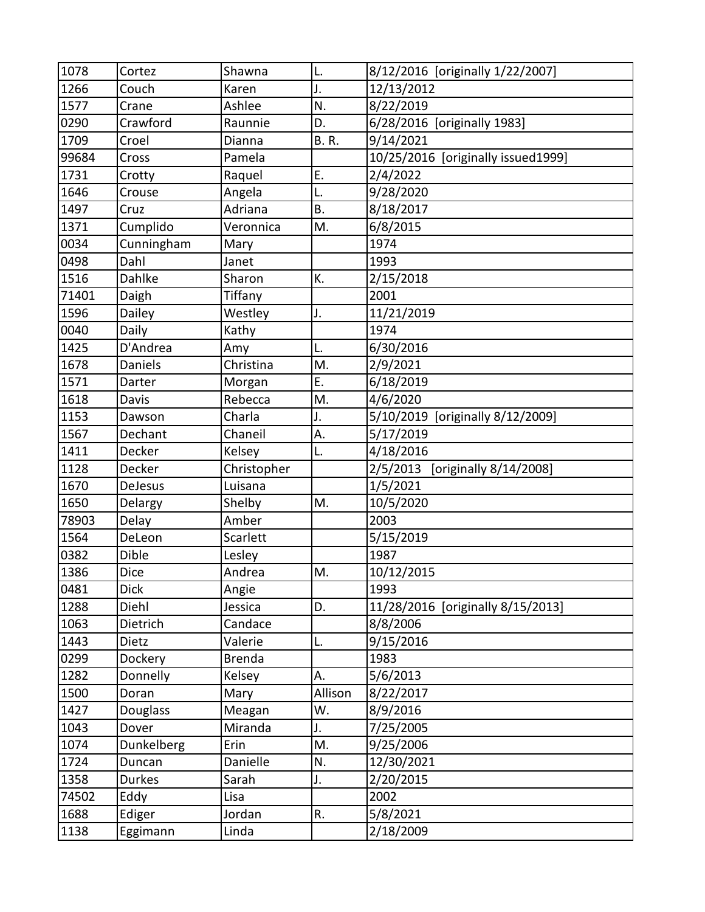| | | | | |
|---|---|---|---|---|
| 1078 | Cortez | Shawna | L. | 8/12/2016 [originally 1/22/2007] |
| 1266 | Couch | Karen | J. | 12/13/2012 |
| 1577 | Crane | Ashlee | N. | 8/22/2019 |
| 0290 | Crawford | Raunnie | D. | 6/28/2016 [originally 1983] |
| 1709 | Croel | Dianna | B. R. | 9/14/2021 |
| 99684 | Cross | Pamela | | 10/25/2016 [originally issued1999] |
| 1731 | Crotty | Raquel | E. | 2/4/2022 |
| 1646 | Crouse | Angela | L. | 9/28/2020 |
| 1497 | Cruz | Adriana | B. | 8/18/2017 |
| 1371 | Cumplido | Veronnica | M. | 6/8/2015 |
| 0034 | Cunningham | Mary | | 1974 |
| 0498 | Dahl | Janet | | 1993 |
| 1516 | Dahlke | Sharon | K. | 2/15/2018 |
| 71401 | Daigh | Tiffany | | 2001 |
| 1596 | Dailey | Westley | J. | 11/21/2019 |
| 0040 | Daily | Kathy | | 1974 |
| 1425 | D'Andrea | Amy | L. | 6/30/2016 |
| 1678 | Daniels | Christina | M. | 2/9/2021 |
| 1571 | Darter | Morgan | E. | 6/18/2019 |
| 1618 | Davis | Rebecca | M. | 4/6/2020 |
| 1153 | Dawson | Charla | J. | 5/10/2019 [originally 8/12/2009] |
| 1567 | Dechant | Chaneil | A. | 5/17/2019 |
| 1411 | Decker | Kelsey | L. | 4/18/2016 |
| 1128 | Decker | Christopher | | 2/5/2013 [originally 8/14/2008] |
| 1670 | DeJesus | Luisana | | 1/5/2021 |
| 1650 | Delargy | Shelby | M. | 10/5/2020 |
| 78903 | Delay | Amber | | 2003 |
| 1564 | DeLeon | Scarlett | | 5/15/2019 |
| 0382 | Dible | Lesley | | 1987 |
| 1386 | Dice | Andrea | M. | 10/12/2015 |
| 0481 | Dick | Angie | | 1993 |
| 1288 | Diehl | Jessica | D. | 11/28/2016 [originally 8/15/2013] |
| 1063 | Dietrich | Candace | | 8/8/2006 |
| 1443 | Dietz | Valerie | L. | 9/15/2016 |
| 0299 | Dockery | Brenda | | 1983 |
| 1282 | Donnelly | Kelsey | A. | 5/6/2013 |
| 1500 | Doran | Mary | Allison | 8/22/2017 |
| 1427 | Douglass | Meagan | W. | 8/9/2016 |
| 1043 | Dover | Miranda | J. | 7/25/2005 |
| 1074 | Dunkelberg | Erin | M. | 9/25/2006 |
| 1724 | Duncan | Danielle | N. | 12/30/2021 |
| 1358 | Durkes | Sarah | J. | 2/20/2015 |
| 74502 | Eddy | Lisa | | 2002 |
| 1688 | Ediger | Jordan | R. | 5/8/2021 |
| 1138 | Eggimann | Linda | | 2/18/2009 |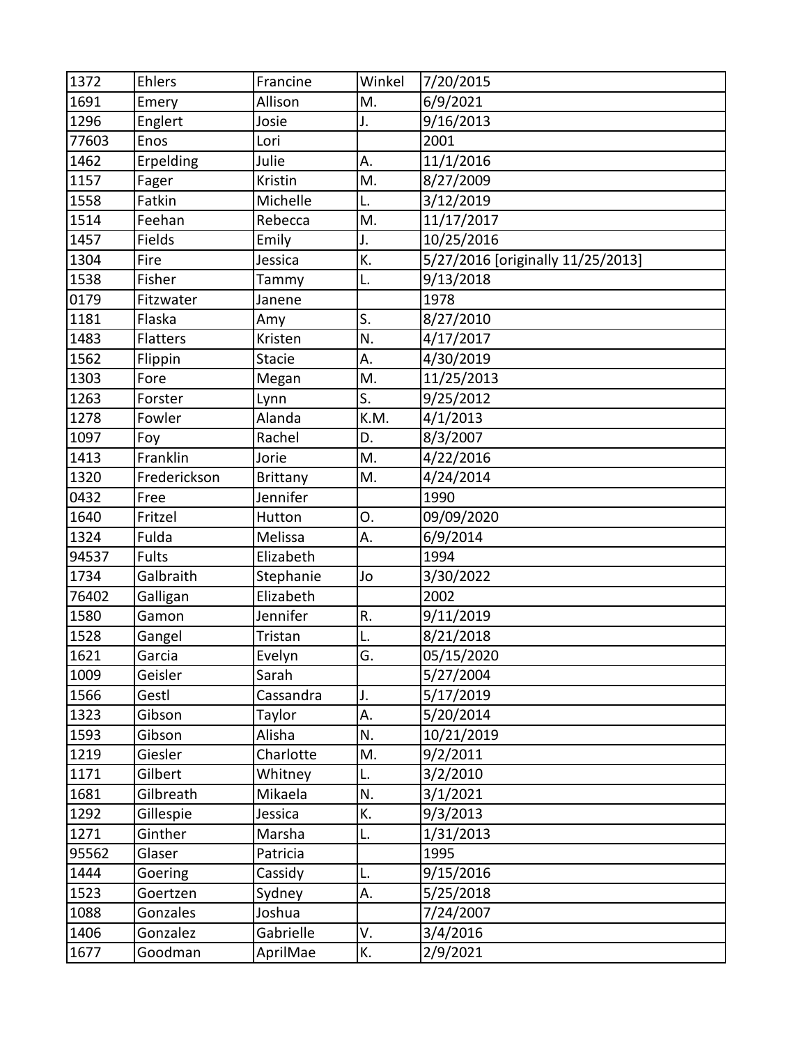| | | | | |
|---|---|---|---|---|
| 1372 | Ehlers | Francine | Winkel | 7/20/2015 |
| 1691 | Emery | Allison | M. | 6/9/2021 |
| 1296 | Englert | Josie | J. | 9/16/2013 |
| 77603 | Enos | Lori | | 2001 |
| 1462 | Erpelding | Julie | A. | 11/1/2016 |
| 1157 | Fager | Kristin | M. | 8/27/2009 |
| 1558 | Fatkin | Michelle | L. | 3/12/2019 |
| 1514 | Feehan | Rebecca | M. | 11/17/2017 |
| 1457 | Fields | Emily | J. | 10/25/2016 |
| 1304 | Fire | Jessica | K. | 5/27/2016 [originally 11/25/2013] |
| 1538 | Fisher | Tammy | L. | 9/13/2018 |
| 0179 | Fitzwater | Janene | | 1978 |
| 1181 | Flaska | Amy | S. | 8/27/2010 |
| 1483 | Flatters | Kristen | N. | 4/17/2017 |
| 1562 | Flippin | Stacie | A. | 4/30/2019 |
| 1303 | Fore | Megan | M. | 11/25/2013 |
| 1263 | Forster | Lynn | S. | 9/25/2012 |
| 1278 | Fowler | Alanda | K.M. | 4/1/2013 |
| 1097 | Foy | Rachel | D. | 8/3/2007 |
| 1413 | Franklin | Jorie | M. | 4/22/2016 |
| 1320 | Frederickson | Brittany | M. | 4/24/2014 |
| 0432 | Free | Jennifer | | 1990 |
| 1640 | Fritzel | Hutton | O. | 09/09/2020 |
| 1324 | Fulda | Melissa | A. | 6/9/2014 |
| 94537 | Fults | Elizabeth | | 1994 |
| 1734 | Galbraith | Stephanie | Jo | 3/30/2022 |
| 76402 | Galligan | Elizabeth | | 2002 |
| 1580 | Gamon | Jennifer | R. | 9/11/2019 |
| 1528 | Gangel | Tristan | L. | 8/21/2018 |
| 1621 | Garcia | Evelyn | G. | 05/15/2020 |
| 1009 | Geisler | Sarah | | 5/27/2004 |
| 1566 | Gestl | Cassandra | J. | 5/17/2019 |
| 1323 | Gibson | Taylor | A. | 5/20/2014 |
| 1593 | Gibson | Alisha | N. | 10/21/2019 |
| 1219 | Giesler | Charlotte | M. | 9/2/2011 |
| 1171 | Gilbert | Whitney | L. | 3/2/2010 |
| 1681 | Gilbreath | Mikaela | N. | 3/1/2021 |
| 1292 | Gillespie | Jessica | K. | 9/3/2013 |
| 1271 | Ginther | Marsha | L. | 1/31/2013 |
| 95562 | Glaser | Patricia | | 1995 |
| 1444 | Goering | Cassidy | L. | 9/15/2016 |
| 1523 | Goertzen | Sydney | A. | 5/25/2018 |
| 1088 | Gonzales | Joshua | | 7/24/2007 |
| 1406 | Gonzalez | Gabrielle | V. | 3/4/2016 |
| 1677 | Goodman | AprilMae | K. | 2/9/2021 |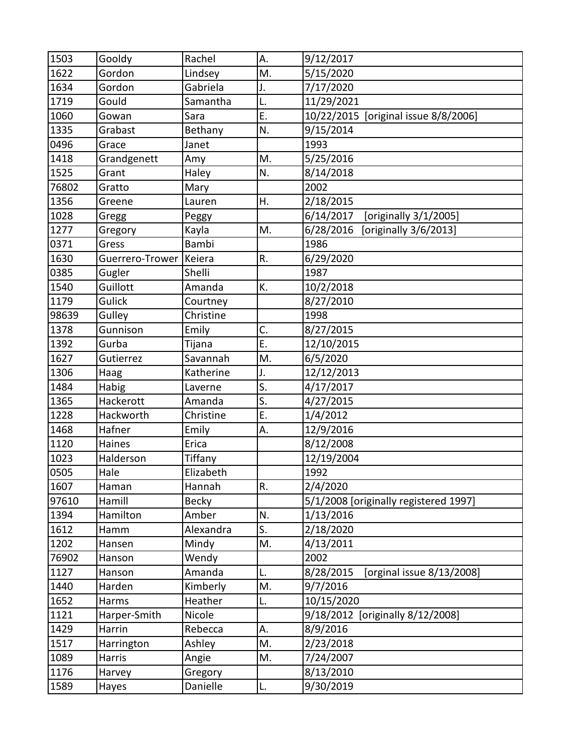| | | | | |
|---|---|---|---|---|
| 1503 | Gooldy | Rachel | A. | 9/12/2017 |
| 1622 | Gordon | Lindsey | M. | 5/15/2020 |
| 1634 | Gordon | Gabriela | J. | 7/17/2020 |
| 1719 | Gould | Samantha | L. | 11/29/2021 |
| 1060 | Gowan | Sara | E. | 10/22/2015 [original issue 8/8/2006] |
| 1335 | Grabast | Bethany | N. | 9/15/2014 |
| 0496 | Grace | Janet | | 1993 |
| 1418 | Grandgenett | Amy | M. | 5/25/2016 |
| 1525 | Grant | Haley | N. | 8/14/2018 |
| 76802 | Gratto | Mary | | 2002 |
| 1356 | Greene | Lauren | H. | 2/18/2015 |
| 1028 | Gregg | Peggy | | 6/14/2017 [originally 3/1/2005] |
| 1277 | Gregory | Kayla | M. | 6/28/2016 [originally 3/6/2013] |
| 0371 | Gress | Bambi | | 1986 |
| 1630 | Guerrero-Trower | Keiera | R. | 6/29/2020 |
| 0385 | Gugler | Shelli | | 1987 |
| 1540 | Guillott | Amanda | K. | 10/2/2018 |
| 1179 | Gulick | Courtney | | 8/27/2010 |
| 98639 | Gulley | Christine | | 1998 |
| 1378 | Gunnison | Emily | C. | 8/27/2015 |
| 1392 | Gurba | Tijana | E. | 12/10/2015 |
| 1627 | Gutierrez | Savannah | M. | 6/5/2020 |
| 1306 | Haag | Katherine | J. | 12/12/2013 |
| 1484 | Habig | Laverne | S. | 4/17/2017 |
| 1365 | Hackerott | Amanda | S. | 4/27/2015 |
| 1228 | Hackworth | Christine | E. | 1/4/2012 |
| 1468 | Hafner | Emily | A. | 12/9/2016 |
| 1120 | Haines | Erica | | 8/12/2008 |
| 1023 | Halderson | Tiffany | | 12/19/2004 |
| 0505 | Hale | Elizabeth | | 1992 |
| 1607 | Haman | Hannah | R. | 2/4/2020 |
| 97610 | Hamill | Becky | | 5/1/2008 [originally registered 1997] |
| 1394 | Hamilton | Amber | N. | 1/13/2016 |
| 1612 | Hamm | Alexandra | S. | 2/18/2020 |
| 1202 | Hansen | Mindy | M. | 4/13/2011 |
| 76902 | Hanson | Wendy | | 2002 |
| 1127 | Hanson | Amanda | L. | 8/28/2015 [orginal issue 8/13/2008] |
| 1440 | Harden | Kimberly | M. | 9/7/2016 |
| 1652 | Harms | Heather | L. | 10/15/2020 |
| 1121 | Harper-Smith | Nicole | | 9/18/2012 [originally 8/12/2008] |
| 1429 | Harrin | Rebecca | A. | 8/9/2016 |
| 1517 | Harrington | Ashley | M. | 2/23/2018 |
| 1089 | Harris | Angie | M. | 7/24/2007 |
| 1176 | Harvey | Gregory | | 8/13/2010 |
| 1589 | Hayes | Danielle | L. | 9/30/2019 |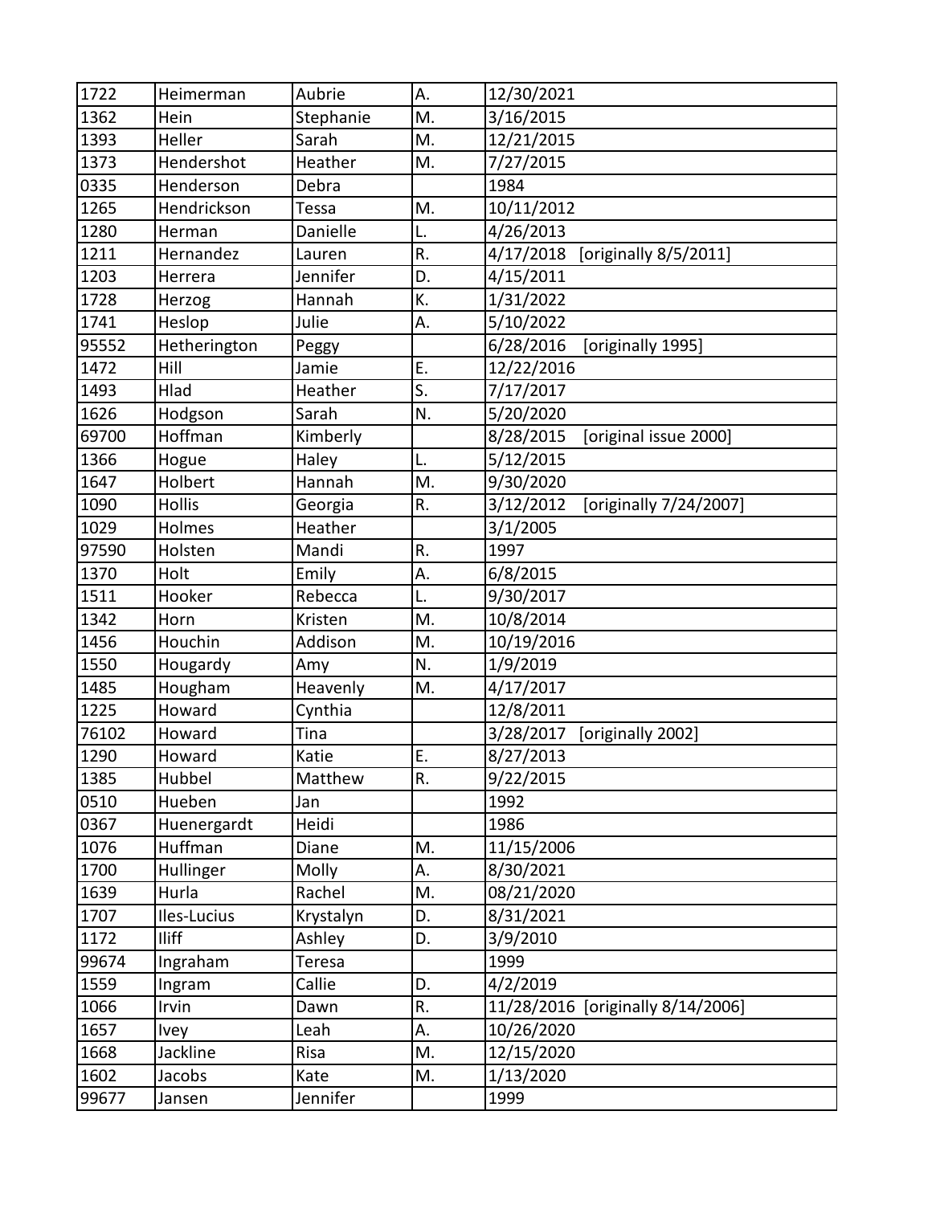| | | | | |
|---|---|---|---|---|
| 1722 | Heimerman | Aubrie | A. | 12/30/2021 |
| 1362 | Hein | Stephanie | M. | 3/16/2015 |
| 1393 | Heller | Sarah | M. | 12/21/2015 |
| 1373 | Hendershot | Heather | M. | 7/27/2015 |
| 0335 | Henderson | Debra | | 1984 |
| 1265 | Hendrickson | Tessa | M. | 10/11/2012 |
| 1280 | Herman | Danielle | L. | 4/26/2013 |
| 1211 | Hernandez | Lauren | R. | 4/17/2018 [originally 8/5/2011] |
| 1203 | Herrera | Jennifer | D. | 4/15/2011 |
| 1728 | Herzog | Hannah | K. | 1/31/2022 |
| 1741 | Heslop | Julie | A. | 5/10/2022 |
| 95552 | Hetherington | Peggy | | 6/28/2016 [originally 1995] |
| 1472 | Hill | Jamie | E. | 12/22/2016 |
| 1493 | Hlad | Heather | S. | 7/17/2017 |
| 1626 | Hodgson | Sarah | N. | 5/20/2020 |
| 69700 | Hoffman | Kimberly | | 8/28/2015 [original issue 2000] |
| 1366 | Hogue | Haley | L. | 5/12/2015 |
| 1647 | Holbert | Hannah | M. | 9/30/2020 |
| 1090 | Hollis | Georgia | R. | 3/12/2012 [originally 7/24/2007] |
| 1029 | Holmes | Heather | | 3/1/2005 |
| 97590 | Holsten | Mandi | R. | 1997 |
| 1370 | Holt | Emily | A. | 6/8/2015 |
| 1511 | Hooker | Rebecca | L. | 9/30/2017 |
| 1342 | Horn | Kristen | M. | 10/8/2014 |
| 1456 | Houchin | Addison | M. | 10/19/2016 |
| 1550 | Hougardy | Amy | N. | 1/9/2019 |
| 1485 | Hougham | Heavenly | M. | 4/17/2017 |
| 1225 | Howard | Cynthia | | 12/8/2011 |
| 76102 | Howard | Tina | | 3/28/2017 [originally 2002] |
| 1290 | Howard | Katie | E. | 8/27/2013 |
| 1385 | Hubbel | Matthew | R. | 9/22/2015 |
| 0510 | Hueben | Jan | | 1992 |
| 0367 | Huenergardt | Heidi | | 1986 |
| 1076 | Huffman | Diane | M. | 11/15/2006 |
| 1700 | Hullinger | Molly | A. | 8/30/2021 |
| 1639 | Hurla | Rachel | M. | 08/21/2020 |
| 1707 | Iles-Lucius | Krystalyn | D. | 8/31/2021 |
| 1172 | Iliff | Ashley | D. | 3/9/2010 |
| 99674 | Ingraham | Teresa | | 1999 |
| 1559 | Ingram | Callie | D. | 4/2/2019 |
| 1066 | Irvin | Dawn | R. | 11/28/2016 [originally 8/14/2006] |
| 1657 | Ivey | Leah | A. | 10/26/2020 |
| 1668 | Jackline | Risa | M. | 12/15/2020 |
| 1602 | Jacobs | Kate | M. | 1/13/2020 |
| 99677 | Jansen | Jennifer | | 1999 |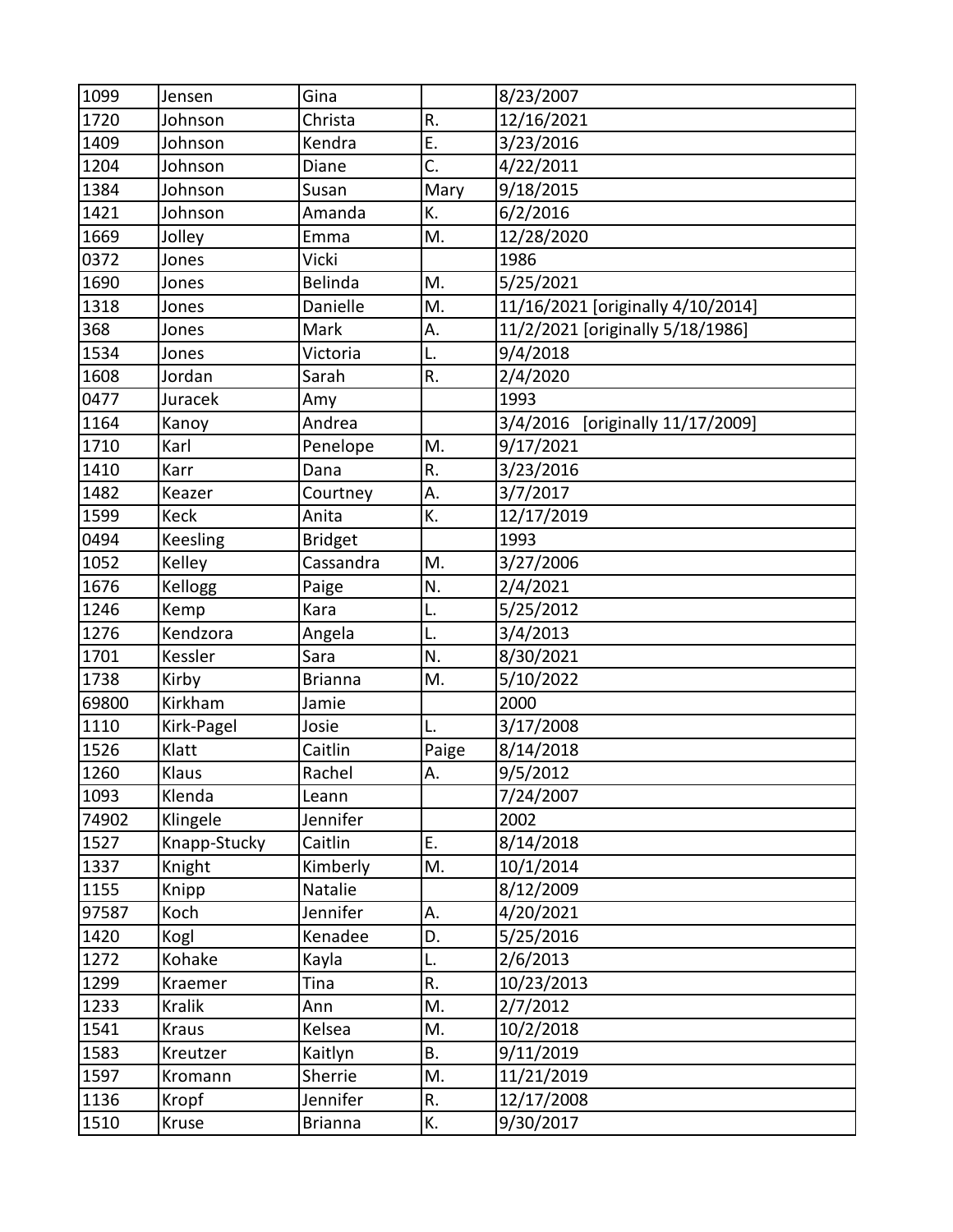| | | | | |
|---|---|---|---|---|
| 1099 | Jensen | Gina | | 8/23/2007 |
| 1720 | Johnson | Christa | R. | 12/16/2021 |
| 1409 | Johnson | Kendra | E. | 3/23/2016 |
| 1204 | Johnson | Diane | C. | 4/22/2011 |
| 1384 | Johnson | Susan | Mary | 9/18/2015 |
| 1421 | Johnson | Amanda | K. | 6/2/2016 |
| 1669 | Jolley | Emma | M. | 12/28/2020 |
| 0372 | Jones | Vicki | | 1986 |
| 1690 | Jones | Belinda | M. | 5/25/2021 |
| 1318 | Jones | Danielle | M. | 11/16/2021 [originally 4/10/2014] |
| 368 | Jones | Mark | A. | 11/2/2021 [originally 5/18/1986] |
| 1534 | Jones | Victoria | L. | 9/4/2018 |
| 1608 | Jordan | Sarah | R. | 2/4/2020 |
| 0477 | Juracek | Amy | | 1993 |
| 1164 | Kanoy | Andrea | | 3/4/2016 [originally 11/17/2009] |
| 1710 | Karl | Penelope | M. | 9/17/2021 |
| 1410 | Karr | Dana | R. | 3/23/2016 |
| 1482 | Keazer | Courtney | A. | 3/7/2017 |
| 1599 | Keck | Anita | K. | 12/17/2019 |
| 0494 | Keesling | Bridget | | 1993 |
| 1052 | Kelley | Cassandra | M. | 3/27/2006 |
| 1676 | Kellogg | Paige | N. | 2/4/2021 |
| 1246 | Kemp | Kara | L. | 5/25/2012 |
| 1276 | Kendzora | Angela | L. | 3/4/2013 |
| 1701 | Kessler | Sara | N. | 8/30/2021 |
| 1738 | Kirby | Brianna | M. | 5/10/2022 |
| 69800 | Kirkham | Jamie | | 2000 |
| 1110 | Kirk-Pagel | Josie | L. | 3/17/2008 |
| 1526 | Klatt | Caitlin | Paige | 8/14/2018 |
| 1260 | Klaus | Rachel | A. | 9/5/2012 |
| 1093 | Klenda | Leann | | 7/24/2007 |
| 74902 | Klingele | Jennifer | | 2002 |
| 1527 | Knapp-Stucky | Caitlin | E. | 8/14/2018 |
| 1337 | Knight | Kimberly | M. | 10/1/2014 |
| 1155 | Knipp | Natalie | | 8/12/2009 |
| 97587 | Koch | Jennifer | A. | 4/20/2021 |
| 1420 | Kogl | Kenadee | D. | 5/25/2016 |
| 1272 | Kohake | Kayla | L. | 2/6/2013 |
| 1299 | Kraemer | Tina | R. | 10/23/2013 |
| 1233 | Kralik | Ann | M. | 2/7/2012 |
| 1541 | Kraus | Kelsea | M. | 10/2/2018 |
| 1583 | Kreutzer | Kaitlyn | B. | 9/11/2019 |
| 1597 | Kromann | Sherrie | M. | 11/21/2019 |
| 1136 | Kropf | Jennifer | R. | 12/17/2008 |
| 1510 | Kruse | Brianna | K. | 9/30/2017 |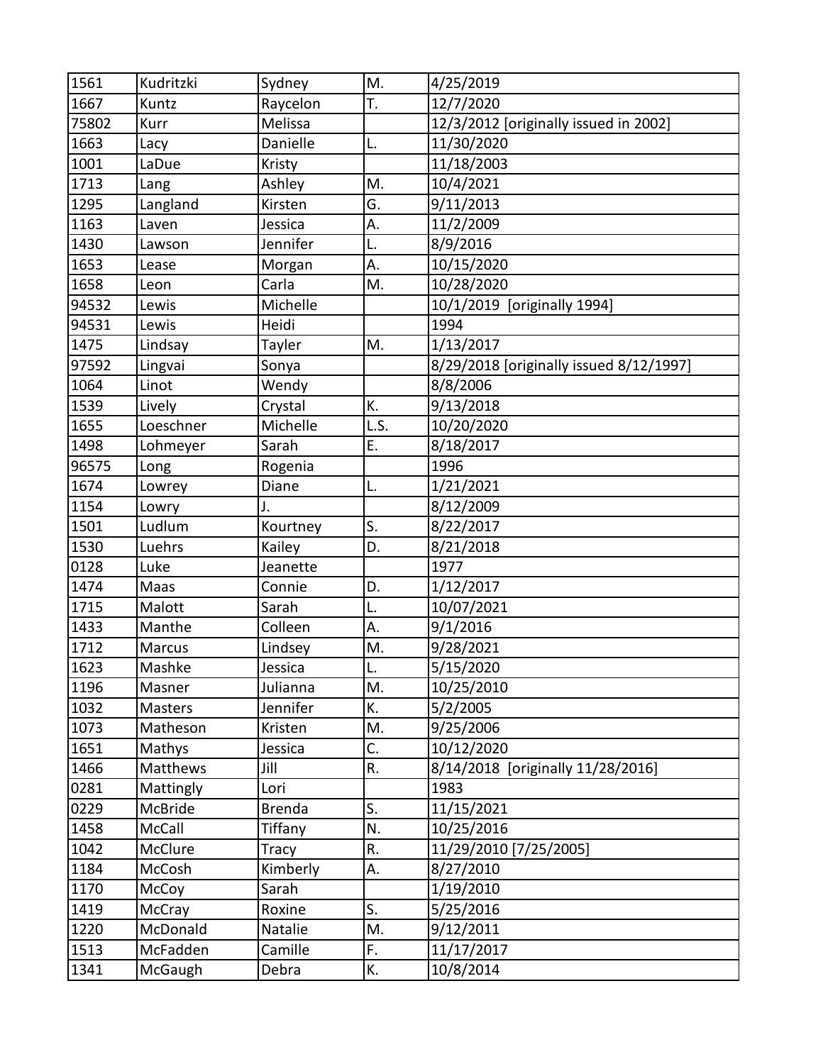| | | | | |
|---|---|---|---|---|
| 1561 | Kudritzki | Sydney | M. | 4/25/2019 |
| 1667 | Kuntz | Raycelon | T. | 12/7/2020 |
| 75802 | Kurr | Melissa | | 12/3/2012 [originally issued in 2002] |
| 1663 | Lacy | Danielle | L. | 11/30/2020 |
| 1001 | LaDue | Kristy | | 11/18/2003 |
| 1713 | Lang | Ashley | M. | 10/4/2021 |
| 1295 | Langland | Kirsten | G. | 9/11/2013 |
| 1163 | Laven | Jessica | A. | 11/2/2009 |
| 1430 | Lawson | Jennifer | L. | 8/9/2016 |
| 1653 | Lease | Morgan | A. | 10/15/2020 |
| 1658 | Leon | Carla | M. | 10/28/2020 |
| 94532 | Lewis | Michelle | | 10/1/2019 [originally 1994] |
| 94531 | Lewis | Heidi | | 1994 |
| 1475 | Lindsay | Tayler | M. | 1/13/2017 |
| 97592 | Lingvai | Sonya | | 8/29/2018 [originally issued 8/12/1997] |
| 1064 | Linot | Wendy | | 8/8/2006 |
| 1539 | Lively | Crystal | K. | 9/13/2018 |
| 1655 | Loeschner | Michelle | L.S. | 10/20/2020 |
| 1498 | Lohmeyer | Sarah | E. | 8/18/2017 |
| 96575 | Long | Rogenia | | 1996 |
| 1674 | Lowrey | Diane | L. | 1/21/2021 |
| 1154 | Lowry | J. | | 8/12/2009 |
| 1501 | Ludlum | Kourtney | S. | 8/22/2017 |
| 1530 | Luehrs | Kailey | D. | 8/21/2018 |
| 0128 | Luke | Jeanette | | 1977 |
| 1474 | Maas | Connie | D. | 1/12/2017 |
| 1715 | Malott | Sarah | L. | 10/07/2021 |
| 1433 | Manthe | Colleen | A. | 9/1/2016 |
| 1712 | Marcus | Lindsey | M. | 9/28/2021 |
| 1623 | Mashke | Jessica | L. | 5/15/2020 |
| 1196 | Masner | Julianna | M. | 10/25/2010 |
| 1032 | Masters | Jennifer | K. | 5/2/2005 |
| 1073 | Matheson | Kristen | M. | 9/25/2006 |
| 1651 | Mathys | Jessica | C. | 10/12/2020 |
| 1466 | Matthews | Jill | R. | 8/14/2018 [originally 11/28/2016] |
| 0281 | Mattingly | Lori | | 1983 |
| 0229 | McBride | Brenda | S. | 11/15/2021 |
| 1458 | McCall | Tiffany | N. | 10/25/2016 |
| 1042 | McClure | Tracy | R. | 11/29/2010 [7/25/2005] |
| 1184 | McCosh | Kimberly | A. | 8/27/2010 |
| 1170 | McCoy | Sarah | | 1/19/2010 |
| 1419 | McCray | Roxine | S. | 5/25/2016 |
| 1220 | McDonald | Natalie | M. | 9/12/2011 |
| 1513 | McFadden | Camille | F. | 11/17/2017 |
| 1341 | McGaugh | Debra | K. | 10/8/2014 |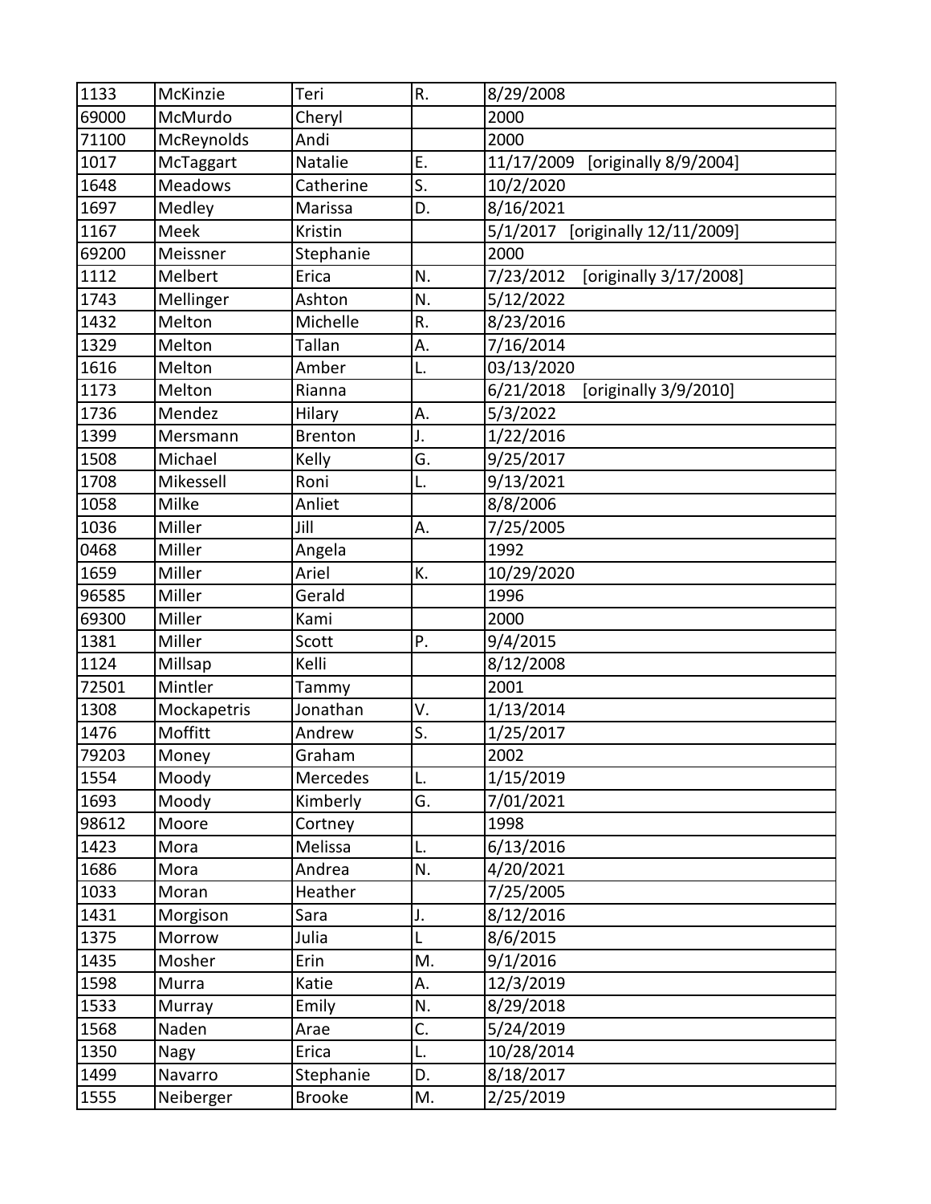| | | | | |
|---|---|---|---|---|
| 1133 | McKinzie | Teri | R. | 8/29/2008 |
| 69000 | McMurdo | Cheryl | | 2000 |
| 71100 | McReynolds | Andi | | 2000 |
| 1017 | McTaggart | Natalie | E. | 11/17/2009 [originally 8/9/2004] |
| 1648 | Meadows | Catherine | S. | 10/2/2020 |
| 1697 | Medley | Marissa | D. | 8/16/2021 |
| 1167 | Meek | Kristin | | 5/1/2017 [originally 12/11/2009] |
| 69200 | Meissner | Stephanie | | 2000 |
| 1112 | Melbert | Erica | N. | 7/23/2012 [originally 3/17/2008] |
| 1743 | Mellinger | Ashton | N. | 5/12/2022 |
| 1432 | Melton | Michelle | R. | 8/23/2016 |
| 1329 | Melton | Tallan | A. | 7/16/2014 |
| 1616 | Melton | Amber | L. | 03/13/2020 |
| 1173 | Melton | Rianna | | 6/21/2018 [originally 3/9/2010] |
| 1736 | Mendez | Hilary | A. | 5/3/2022 |
| 1399 | Mersmann | Brenton | J. | 1/22/2016 |
| 1508 | Michael | Kelly | G. | 9/25/2017 |
| 1708 | Mikessell | Roni | L. | 9/13/2021 |
| 1058 | Milke | Anliet | | 8/8/2006 |
| 1036 | Miller | Jill | A. | 7/25/2005 |
| 0468 | Miller | Angela | | 1992 |
| 1659 | Miller | Ariel | K. | 10/29/2020 |
| 96585 | Miller | Gerald | | 1996 |
| 69300 | Miller | Kami | | 2000 |
| 1381 | Miller | Scott | P. | 9/4/2015 |
| 1124 | Millsap | Kelli | | 8/12/2008 |
| 72501 | Mintler | Tammy | | 2001 |
| 1308 | Mockapetris | Jonathan | V. | 1/13/2014 |
| 1476 | Moffitt | Andrew | S. | 1/25/2017 |
| 79203 | Money | Graham | | 2002 |
| 1554 | Moody | Mercedes | L. | 1/15/2019 |
| 1693 | Moody | Kimberly | G. | 7/01/2021 |
| 98612 | Moore | Cortney | | 1998 |
| 1423 | Mora | Melissa | L. | 6/13/2016 |
| 1686 | Mora | Andrea | N. | 4/20/2021 |
| 1033 | Moran | Heather | | 7/25/2005 |
| 1431 | Morgison | Sara | J. | 8/12/2016 |
| 1375 | Morrow | Julia | L | 8/6/2015 |
| 1435 | Mosher | Erin | M. | 9/1/2016 |
| 1598 | Murra | Katie | A. | 12/3/2019 |
| 1533 | Murray | Emily | N. | 8/29/2018 |
| 1568 | Naden | Arae | C. | 5/24/2019 |
| 1350 | Nagy | Erica | L. | 10/28/2014 |
| 1499 | Navarro | Stephanie | D. | 8/18/2017 |
| 1555 | Neiberger | Brooke | M. | 2/25/2019 |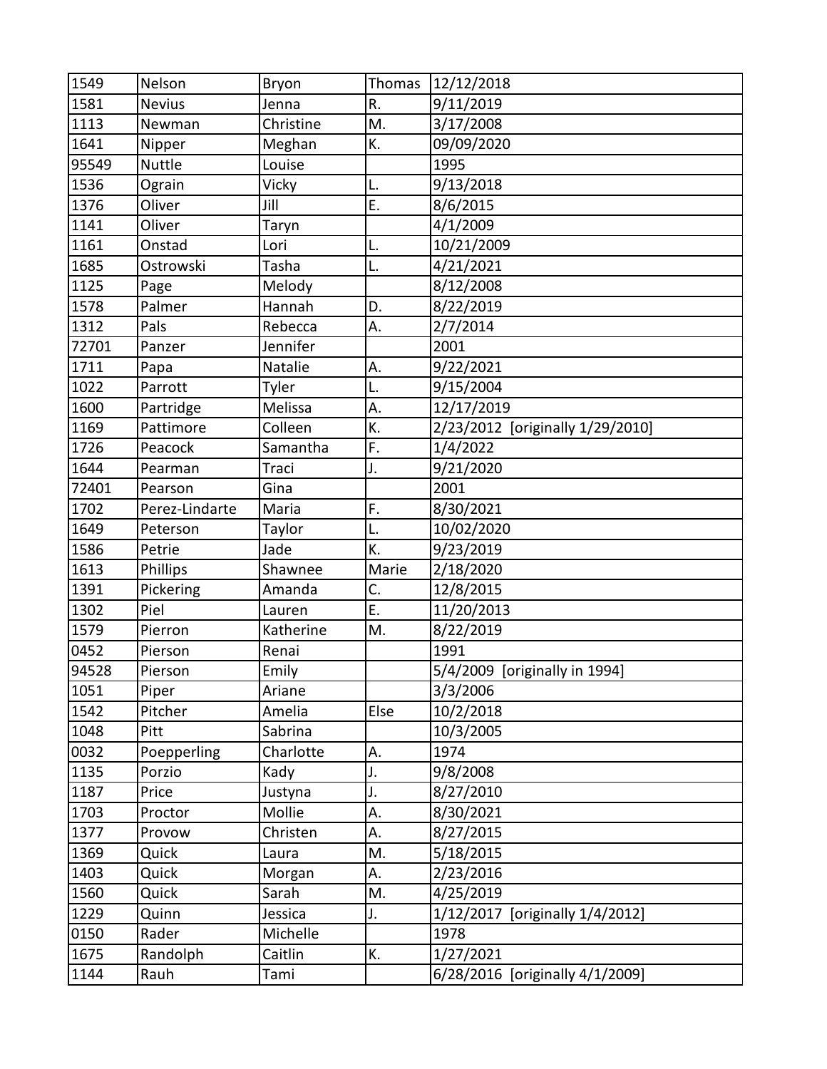| 1549 | Nelson | Bryon | Thomas | 12/12/2018 |
|---|---|---|---|---|
| 1581 | Nevius | Jenna | R. | 9/11/2019 |
| 1113 | Newman | Christine | M. | 3/17/2008 |
| 1641 | Nipper | Meghan | K. | 09/09/2020 |
| 95549 | Nuttle | Louise | | 1995 |
| 1536 | Ograin | Vicky | L. | 9/13/2018 |
| 1376 | Oliver | Jill | E. | 8/6/2015 |
| 1141 | Oliver | Taryn | | 4/1/2009 |
| 1161 | Onstad | Lori | L. | 10/21/2009 |
| 1685 | Ostrowski | Tasha | L. | 4/21/2021 |
| 1125 | Page | Melody | | 8/12/2008 |
| 1578 | Palmer | Hannah | D. | 8/22/2019 |
| 1312 | Pals | Rebecca | A. | 2/7/2014 |
| 72701 | Panzer | Jennifer | | 2001 |
| 1711 | Papa | Natalie | A. | 9/22/2021 |
| 1022 | Parrott | Tyler | L. | 9/15/2004 |
| 1600 | Partridge | Melissa | A. | 12/17/2019 |
| 1169 | Pattimore | Colleen | K. | 2/23/2012 [originally 1/29/2010] |
| 1726 | Peacock | Samantha | F. | 1/4/2022 |
| 1644 | Pearman | Traci | J. | 9/21/2020 |
| 72401 | Pearson | Gina | | 2001 |
| 1702 | Perez-Lindarte | Maria | F. | 8/30/2021 |
| 1649 | Peterson | Taylor | L. | 10/02/2020 |
| 1586 | Petrie | Jade | K. | 9/23/2019 |
| 1613 | Phillips | Shawnee | Marie | 2/18/2020 |
| 1391 | Pickering | Amanda | C. | 12/8/2015 |
| 1302 | Piel | Lauren | E. | 11/20/2013 |
| 1579 | Pierron | Katherine | M. | 8/22/2019 |
| 0452 | Pierson | Renai | | 1991 |
| 94528 | Pierson | Emily | | 5/4/2009 [originally in 1994] |
| 1051 | Piper | Ariane | | 3/3/2006 |
| 1542 | Pitcher | Amelia | Else | 10/2/2018 |
| 1048 | Pitt | Sabrina | | 10/3/2005 |
| 0032 | Poepperling | Charlotte | A. | 1974 |
| 1135 | Porzio | Kady | J. | 9/8/2008 |
| 1187 | Price | Justyna | J. | 8/27/2010 |
| 1703 | Proctor | Mollie | A. | 8/30/2021 |
| 1377 | Provow | Christen | A. | 8/27/2015 |
| 1369 | Quick | Laura | M. | 5/18/2015 |
| 1403 | Quick | Morgan | A. | 2/23/2016 |
| 1560 | Quick | Sarah | M. | 4/25/2019 |
| 1229 | Quinn | Jessica | J. | 1/12/2017 [originally 1/4/2012] |
| 0150 | Rader | Michelle | | 1978 |
| 1675 | Randolph | Caitlin | K. | 1/27/2021 |
| 1144 | Rauh | Tami | | 6/28/2016 [originally 4/1/2009] |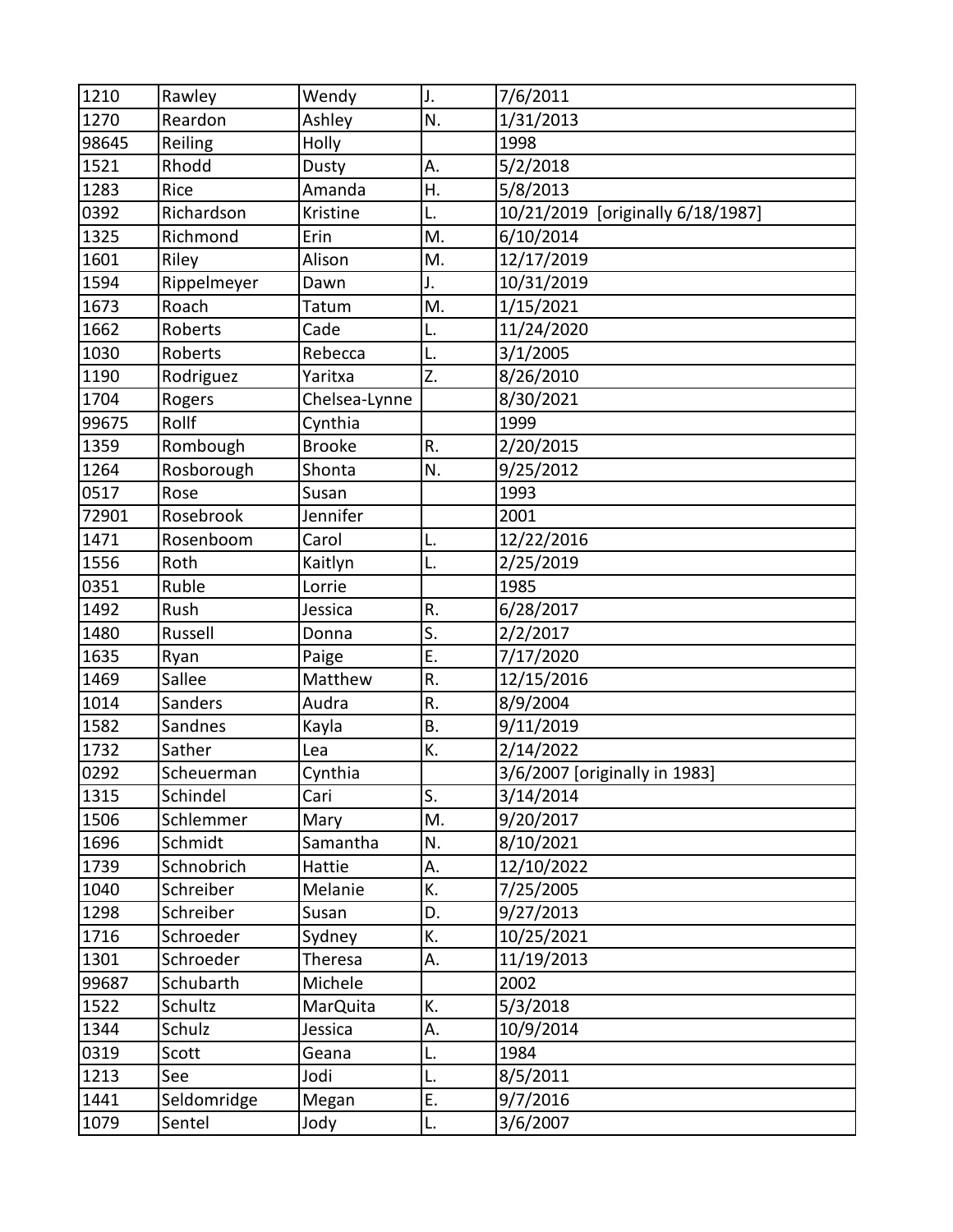| | | | | |
|---|---|---|---|---|
| 1210 | Rawley | Wendy | J. | 7/6/2011 |
| 1270 | Reardon | Ashley | N. | 1/31/2013 |
| 98645 | Reiling | Holly | | 1998 |
| 1521 | Rhodd | Dusty | A. | 5/2/2018 |
| 1283 | Rice | Amanda | H. | 5/8/2013 |
| 0392 | Richardson | Kristine | L. | 10/21/2019 [originally 6/18/1987] |
| 1325 | Richmond | Erin | M. | 6/10/2014 |
| 1601 | Riley | Alison | M. | 12/17/2019 |
| 1594 | Rippelmeyer | Dawn | J. | 10/31/2019 |
| 1673 | Roach | Tatum | M. | 1/15/2021 |
| 1662 | Roberts | Cade | L. | 11/24/2020 |
| 1030 | Roberts | Rebecca | L. | 3/1/2005 |
| 1190 | Rodriguez | Yaritxa | Z. | 8/26/2010 |
| 1704 | Rogers | Chelsea-Lynne | | 8/30/2021 |
| 99675 | Rollf | Cynthia | | 1999 |
| 1359 | Rombough | Brooke | R. | 2/20/2015 |
| 1264 | Rosborough | Shonta | N. | 9/25/2012 |
| 0517 | Rose | Susan | | 1993 |
| 72901 | Rosebrook | Jennifer | | 2001 |
| 1471 | Rosenboom | Carol | L. | 12/22/2016 |
| 1556 | Roth | Kaitlyn | L. | 2/25/2019 |
| 0351 | Ruble | Lorrie | | 1985 |
| 1492 | Rush | Jessica | R. | 6/28/2017 |
| 1480 | Russell | Donna | S. | 2/2/2017 |
| 1635 | Ryan | Paige | E. | 7/17/2020 |
| 1469 | Sallee | Matthew | R. | 12/15/2016 |
| 1014 | Sanders | Audra | R. | 8/9/2004 |
| 1582 | Sandnes | Kayla | B. | 9/11/2019 |
| 1732 | Sather | Lea | K. | 2/14/2022 |
| 0292 | Scheuerman | Cynthia | | 3/6/2007 [originally in 1983] |
| 1315 | Schindel | Cari | S. | 3/14/2014 |
| 1506 | Schlemmer | Mary | M. | 9/20/2017 |
| 1696 | Schmidt | Samantha | N. | 8/10/2021 |
| 1739 | Schnobrich | Hattie | A. | 12/10/2022 |
| 1040 | Schreiber | Melanie | K. | 7/25/2005 |
| 1298 | Schreiber | Susan | D. | 9/27/2013 |
| 1716 | Schroeder | Sydney | K. | 10/25/2021 |
| 1301 | Schroeder | Theresa | A. | 11/19/2013 |
| 99687 | Schubarth | Michele | | 2002 |
| 1522 | Schultz | MarQuita | K. | 5/3/2018 |
| 1344 | Schulz | Jessica | A. | 10/9/2014 |
| 0319 | Scott | Geana | L. | 1984 |
| 1213 | See | Jodi | L. | 8/5/2011 |
| 1441 | Seldomridge | Megan | E. | 9/7/2016 |
| 1079 | Sentel | Jody | L. | 3/6/2007 |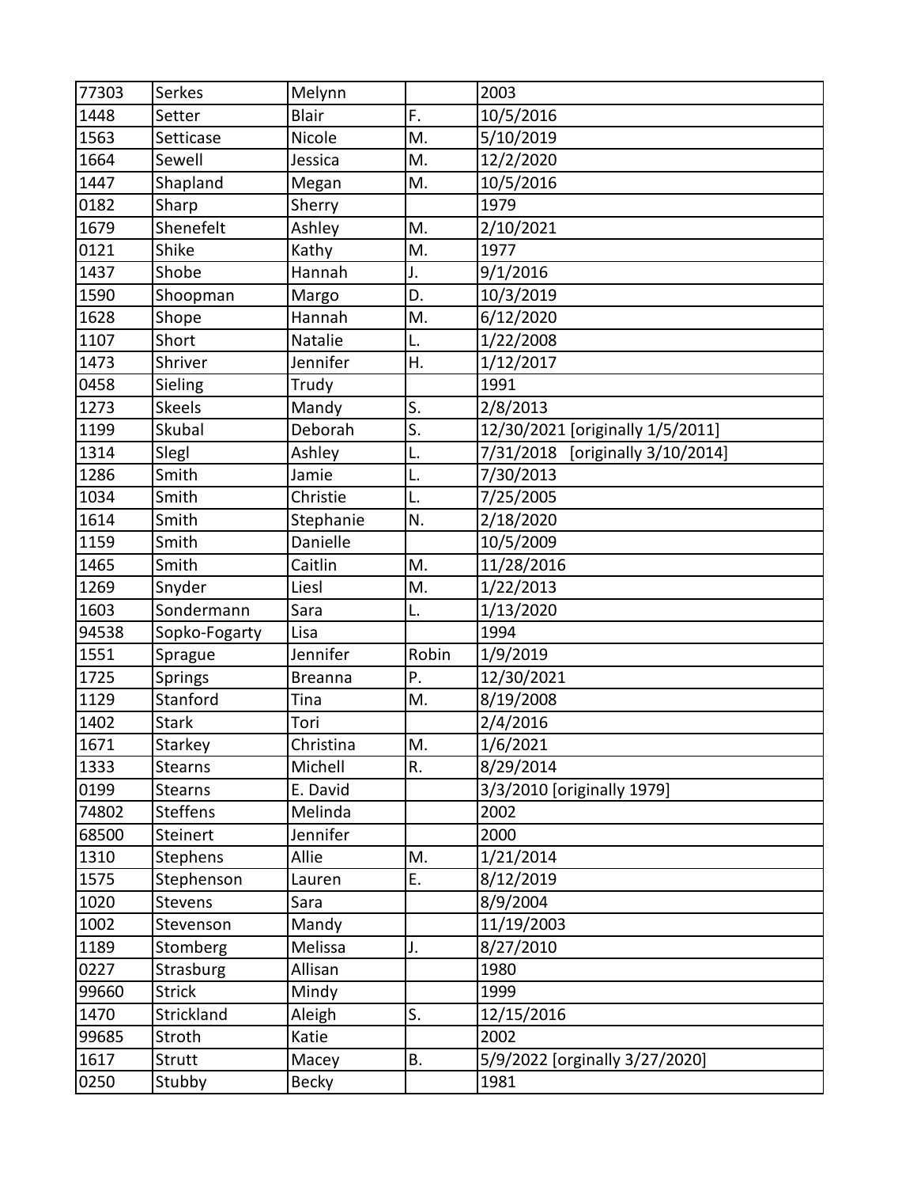| 77303 | Serkes | Melynn | | 2003 |
|---|---|---|---|---|
| 1448 | Setter | Blair | F. | 10/5/2016 |
| 1563 | Setticase | Nicole | M. | 5/10/2019 |
| 1664 | Sewell | Jessica | M. | 12/2/2020 |
| 1447 | Shapland | Megan | M. | 10/5/2016 |
| 0182 | Sharp | Sherry | | 1979 |
| 1679 | Shenefelt | Ashley | M. | 2/10/2021 |
| 0121 | Shike | Kathy | M. | 1977 |
| 1437 | Shobe | Hannah | J. | 9/1/2016 |
| 1590 | Shoopman | Margo | D. | 10/3/2019 |
| 1628 | Shope | Hannah | M. | 6/12/2020 |
| 1107 | Short | Natalie | L. | 1/22/2008 |
| 1473 | Shriver | Jennifer | H. | 1/12/2017 |
| 0458 | Sieling | Trudy | | 1991 |
| 1273 | Skeels | Mandy | S. | 2/8/2013 |
| 1199 | Skubal | Deborah | S. | 12/30/2021 [originally 1/5/2011] |
| 1314 | Slegl | Ashley | L. | 7/31/2018 [originally 3/10/2014] |
| 1286 | Smith | Jamie | L. | 7/30/2013 |
| 1034 | Smith | Christie | L. | 7/25/2005 |
| 1614 | Smith | Stephanie | N. | 2/18/2020 |
| 1159 | Smith | Danielle | | 10/5/2009 |
| 1465 | Smith | Caitlin | M. | 11/28/2016 |
| 1269 | Snyder | Liesl | M. | 1/22/2013 |
| 1603 | Sondermann | Sara | L. | 1/13/2020 |
| 94538 | Sopko-Fogarty | Lisa | | 1994 |
| 1551 | Sprague | Jennifer | Robin | 1/9/2019 |
| 1725 | Springs | Breanna | P. | 12/30/2021 |
| 1129 | Stanford | Tina | M. | 8/19/2008 |
| 1402 | Stark | Tori | | 2/4/2016 |
| 1671 | Starkey | Christina | M. | 1/6/2021 |
| 1333 | Stearns | Michell | R. | 8/29/2014 |
| 0199 | Stearns | E. David | | 3/3/2010 [originally 1979] |
| 74802 | Steffens | Melinda | | 2002 |
| 68500 | Steinert | Jennifer | | 2000 |
| 1310 | Stephens | Allie | M. | 1/21/2014 |
| 1575 | Stephenson | Lauren | E. | 8/12/2019 |
| 1020 | Stevens | Sara | | 8/9/2004 |
| 1002 | Stevenson | Mandy | | 11/19/2003 |
| 1189 | Stomberg | Melissa | J. | 8/27/2010 |
| 0227 | Strasburg | Allisan | | 1980 |
| 99660 | Strick | Mindy | | 1999 |
| 1470 | Strickland | Aleigh | S. | 12/15/2016 |
| 99685 | Stroth | Katie | | 2002 |
| 1617 | Strutt | Macey | B. | 5/9/2022 [orginally 3/27/2020] |
| 0250 | Stubby | Becky | | 1981 |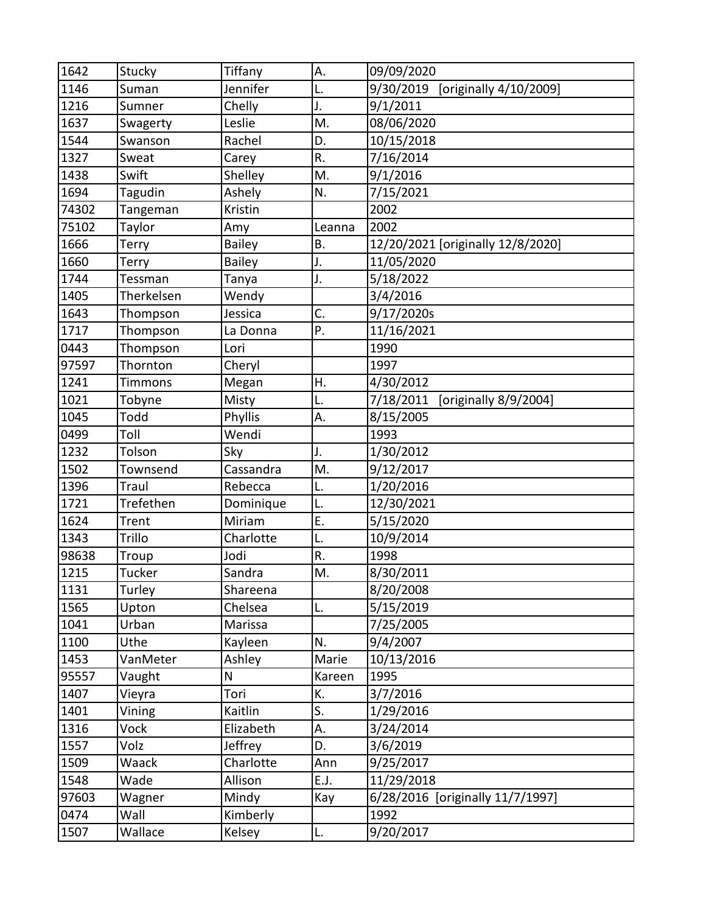| | | | | |
|---|---|---|---|---|
| 1642 | Stucky | Tiffany | A. | 09/09/2020 |
| 1146 | Suman | Jennifer | L. | 9/30/2019 [originally 4/10/2009] |
| 1216 | Sumner | Chelly | J. | 9/1/2011 |
| 1637 | Swagerty | Leslie | M. | 08/06/2020 |
| 1544 | Swanson | Rachel | D. | 10/15/2018 |
| 1327 | Sweat | Carey | R. | 7/16/2014 |
| 1438 | Swift | Shelley | M. | 9/1/2016 |
| 1694 | Tagudin | Ashely | N. | 7/15/2021 |
| 74302 | Tangeman | Kristin | | 2002 |
| 75102 | Taylor | Amy | Leanna | 2002 |
| 1666 | Terry | Bailey | B. | 12/20/2021 [originally 12/8/2020] |
| 1660 | Terry | Bailey | J. | 11/05/2020 |
| 1744 | Tessman | Tanya | J. | 5/18/2022 |
| 1405 | Therkelsen | Wendy | | 3/4/2016 |
| 1643 | Thompson | Jessica | C. | 9/17/2020s |
| 1717 | Thompson | La Donna | P. | 11/16/2021 |
| 0443 | Thompson | Lori | | 1990 |
| 97597 | Thornton | Cheryl | | 1997 |
| 1241 | Timmons | Megan | H. | 4/30/2012 |
| 1021 | Tobyne | Misty | L. | 7/18/2011 [originally 8/9/2004] |
| 1045 | Todd | Phyllis | A. | 8/15/2005 |
| 0499 | Toll | Wendi | | 1993 |
| 1232 | Tolson | Sky | J. | 1/30/2012 |
| 1502 | Townsend | Cassandra | M. | 9/12/2017 |
| 1396 | Traul | Rebecca | L. | 1/20/2016 |
| 1721 | Trefethen | Dominique | L. | 12/30/2021 |
| 1624 | Trent | Miriam | E. | 5/15/2020 |
| 1343 | Trillo | Charlotte | L. | 10/9/2014 |
| 98638 | Troup | Jodi | R. | 1998 |
| 1215 | Tucker | Sandra | M. | 8/30/2011 |
| 1131 | Turley | Shareena | | 8/20/2008 |
| 1565 | Upton | Chelsea | L. | 5/15/2019 |
| 1041 | Urban | Marissa | | 7/25/2005 |
| 1100 | Uthe | Kayleen | N. | 9/4/2007 |
| 1453 | VanMeter | Ashley | Marie | 10/13/2016 |
| 95557 | Vaught | N | Kareen | 1995 |
| 1407 | Vieyra | Tori | K. | 3/7/2016 |
| 1401 | Vining | Kaitlin | S. | 1/29/2016 |
| 1316 | Vock | Elizabeth | A. | 3/24/2014 |
| 1557 | Volz | Jeffrey | D. | 3/6/2019 |
| 1509 | Waack | Charlotte | Ann | 9/25/2017 |
| 1548 | Wade | Allison | E.J. | 11/29/2018 |
| 97603 | Wagner | Mindy | Kay | 6/28/2016 [originally 11/7/1997] |
| 0474 | Wall | Kimberly | | 1992 |
| 1507 | Wallace | Kelsey | L. | 9/20/2017 |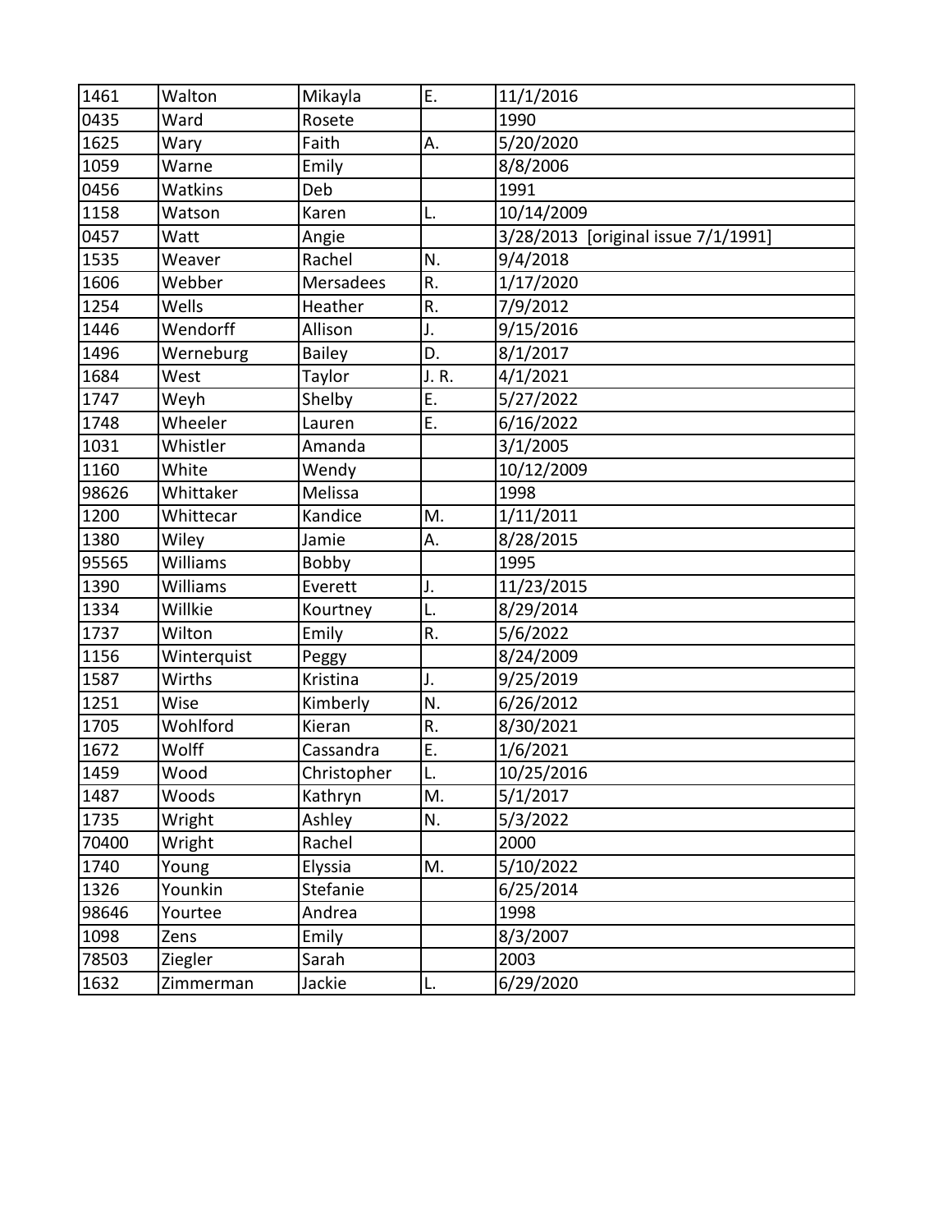| | | | | |
|---|---|---|---|---|
| 1461 | Walton | Mikayla | E. | 11/1/2016 |
| 0435 | Ward | Rosete | | 1990 |
| 1625 | Wary | Faith | A. | 5/20/2020 |
| 1059 | Warne | Emily | | 8/8/2006 |
| 0456 | Watkins | Deb | | 1991 |
| 1158 | Watson | Karen | L. | 10/14/2009 |
| 0457 | Watt | Angie | | 3/28/2013 [original issue 7/1/1991] |
| 1535 | Weaver | Rachel | N. | 9/4/2018 |
| 1606 | Webber | Mersadees | R. | 1/17/2020 |
| 1254 | Wells | Heather | R. | 7/9/2012 |
| 1446 | Wendorff | Allison | J. | 9/15/2016 |
| 1496 | Werneburg | Bailey | D. | 8/1/2017 |
| 1684 | West | Taylor | J. R. | 4/1/2021 |
| 1747 | Weyh | Shelby | E. | 5/27/2022 |
| 1748 | Wheeler | Lauren | E. | 6/16/2022 |
| 1031 | Whistler | Amanda | | 3/1/2005 |
| 1160 | White | Wendy | | 10/12/2009 |
| 98626 | Whittaker | Melissa | | 1998 |
| 1200 | Whittecar | Kandice | M. | 1/11/2011 |
| 1380 | Wiley | Jamie | A. | 8/28/2015 |
| 95565 | Williams | Bobby | | 1995 |
| 1390 | Williams | Everett | J. | 11/23/2015 |
| 1334 | Willkie | Kourtney | L. | 8/29/2014 |
| 1737 | Wilton | Emily | R. | 5/6/2022 |
| 1156 | Winterquist | Peggy | | 8/24/2009 |
| 1587 | Wirths | Kristina | J. | 9/25/2019 |
| 1251 | Wise | Kimberly | N. | 6/26/2012 |
| 1705 | Wohlford | Kieran | R. | 8/30/2021 |
| 1672 | Wolff | Cassandra | E. | 1/6/2021 |
| 1459 | Wood | Christopher | L. | 10/25/2016 |
| 1487 | Woods | Kathryn | M. | 5/1/2017 |
| 1735 | Wright | Ashley | N. | 5/3/2022 |
| 70400 | Wright | Rachel | | 2000 |
| 1740 | Young | Elyssia | M. | 5/10/2022 |
| 1326 | Younkin | Stefanie | | 6/25/2014 |
| 98646 | Yourtee | Andrea | | 1998 |
| 1098 | Zens | Emily | | 8/3/2007 |
| 78503 | Ziegler | Sarah | | 2003 |
| 1632 | Zimmerman | Jackie | L. | 6/29/2020 |